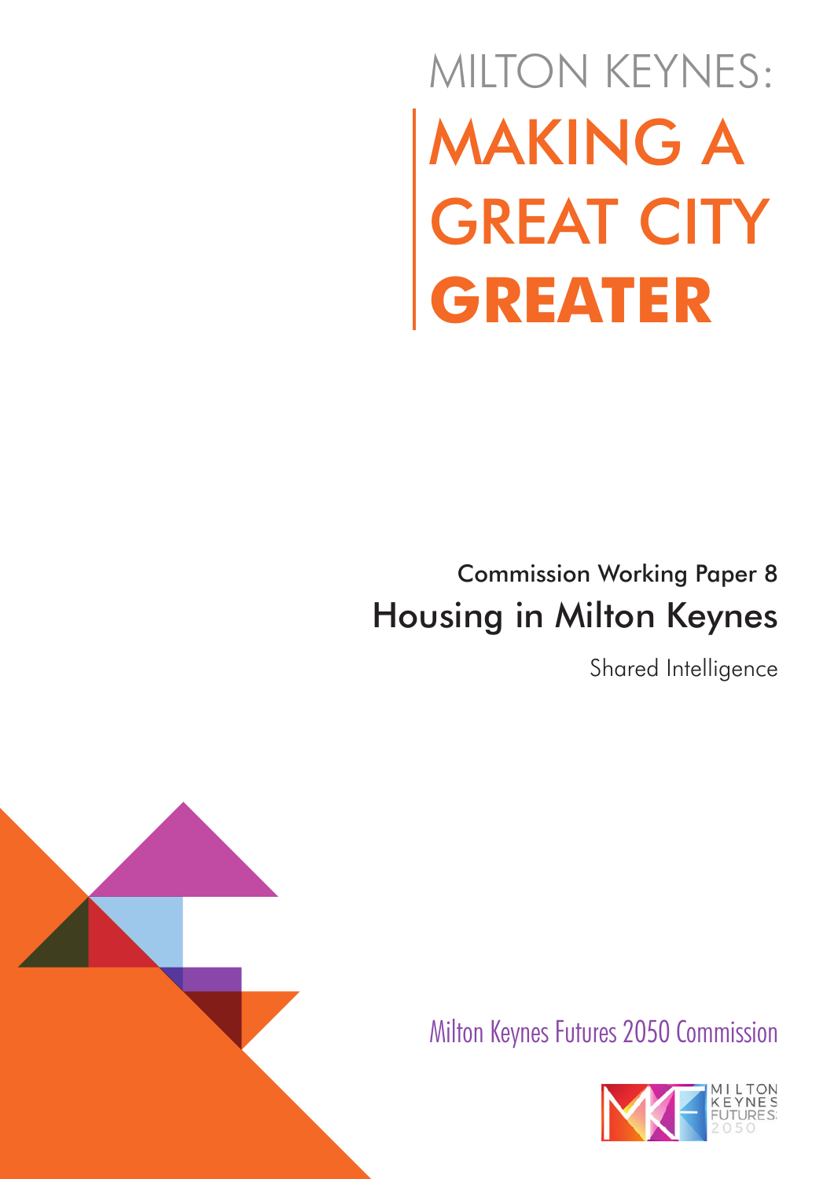# MILTON KEYNES: MAKING A GREAT CITY GREATER

## Commission Working Paper 8

## Housing in Milton Keynes

Shared Intelligence

Milton Keynes Futures 2050 Commission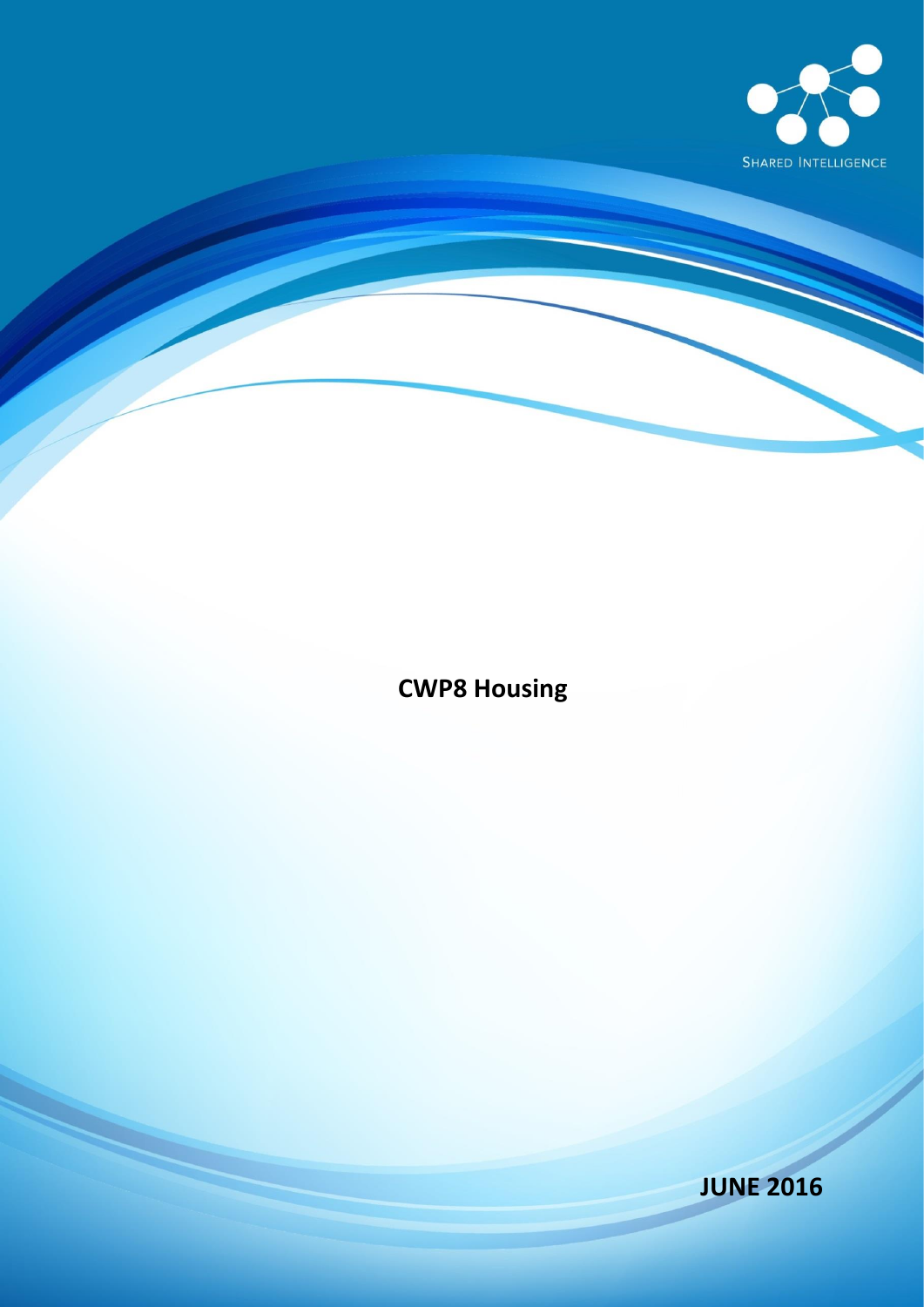SHARED INTELLIGENCE

# CWP8 Housing

**JUNE 2016**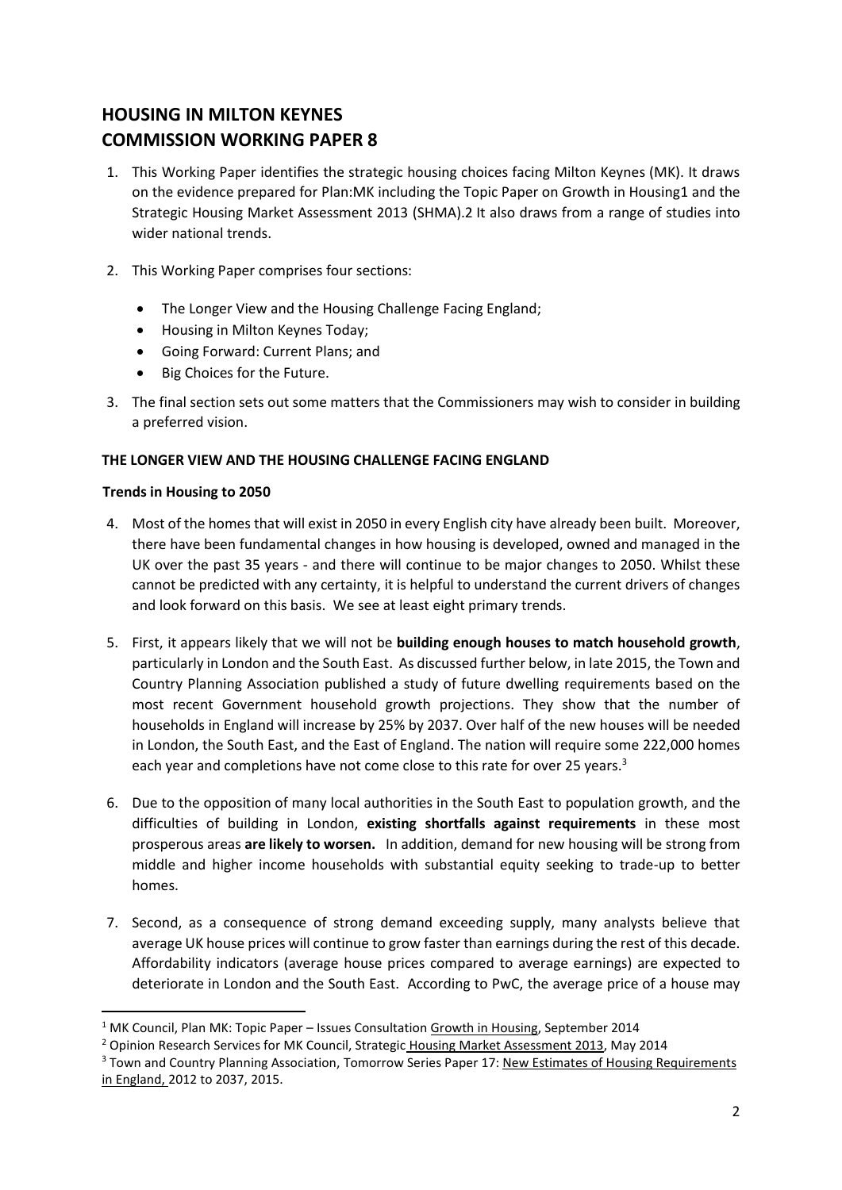# HOUSING IN MILTON KEYNES
# COMMISSION WORKING PAPER 8

1. This Working Paper identifies the strategic housing choices facing Milton Keynes (MK). It draws on the evidence prepared for Plan:MK including the Topic Paper on Growth in Housing1 and the Strategic Housing Market Assessment 2013 (SHMA).2 It also draws from a range of studies into wider national trends.

2. This Working Paper comprises four sections:

   - The Longer View and the Housing Challenge Facing England;
   - Housing in Milton Keynes Today;
   - Going Forward: Current Plans; and
   - Big Choices for the Future.

3. The final section sets out some matters that the Commissioners may wish to consider in building a preferred vision.

## THE LONGER VIEW AND THE HOUSING CHALLENGE FACING ENGLAND

### Trends in Housing to 2050

4. Most of the homes that will exist in 2050 in every English city have already been built. Moreover, there have been fundamental changes in how housing is developed, owned and managed in the UK over the past 35 years - and there will continue to be major changes to 2050. Whilst these cannot be predicted with any certainty, it is helpful to understand the current drivers of changes and look forward on this basis. We see at least eight primary trends.

5. First, it appears likely that we will not be **building enough houses to match household growth**, particularly in London and the South East. As discussed further below, in late 2015, the Town and Country Planning Association published a study of future dwelling requirements based on the most recent Government household growth projections. They show that the number of households in England will increase by 25% by 2037. Over half of the new houses will be needed in London, the South East, and the East of England. The nation will require some 222,000 homes each year and completions have not come close to this rate for over 25 years.[3]

6. Due to the opposition of many local authorities in the South East to population growth, and the difficulties of building in London, **existing shortfalls against requirements** in these most prosperous areas **are likely to worsen.** In addition, demand for new housing will be strong from middle and higher income households with substantial equity seeking to trade-up to better homes.

7. Second, as a consequence of strong demand exceeding supply, many analysts believe that average UK house prices will continue to grow faster than earnings during the rest of this decade. Affordability indicators (average house prices compared to average earnings) are expected to deteriorate in London and the South East. According to PwC, the average price of a house may

---

[1] MK Council, Plan MK: Topic Paper – Issues Consultation Growth in Housing, September 2014

[2] Opinion Research Services for MK Council, Strategic Housing Market Assessment 2013, May 2014

[3] Town and Country Planning Association, Tomorrow Series Paper 17: New Estimates of Housing Requirements in England, 2012 to 2037, 2015.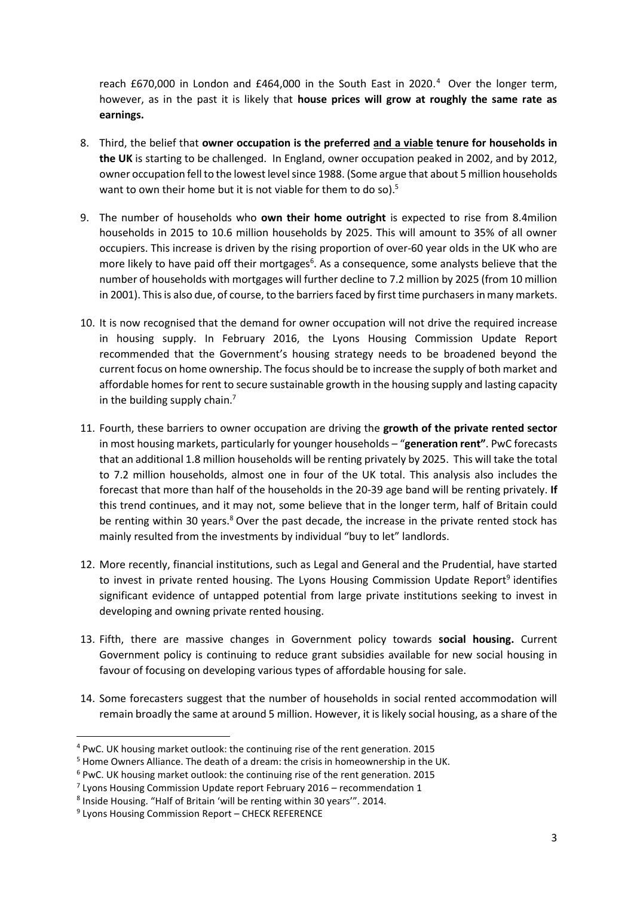reach £670,000 in London and £464,000 in the South East in 2020.[4] Over the longer term, however, as in the past it is likely that **house prices will grow at roughly the same rate as earnings.**

8. Third, the belief that **owner occupation is the preferred and a viable tenure for households in the UK** is starting to be challenged. In England, owner occupation peaked in 2002, and by 2012, owner occupation fell to the lowest level since 1988. (Some argue that about 5 million households want to own their home but it is not viable for them to do so).[5]

9. The number of households who **own their home outright** is expected to rise from 8.4milion households in 2015 to 10.6 million households by 2025. This will amount to 35% of all owner occupiers. This increase is driven by the rising proportion of over-60 year olds in the UK who are more likely to have paid off their mortgages[6]. As a consequence, some analysts believe that the number of households with mortgages will further decline to 7.2 million by 2025 (from 10 million in 2001). This is also due, of course, to the barriers faced by first time purchasers in many markets.

10. It is now recognised that the demand for owner occupation will not drive the required increase in housing supply. In February 2016, the Lyons Housing Commission Update Report recommended that the Government's housing strategy needs to be broadened beyond the current focus on home ownership. The focus should be to increase the supply of both market and affordable homes for rent to secure sustainable growth in the housing supply and lasting capacity in the building supply chain.[7]

11. Fourth, these barriers to owner occupation are driving the **growth of the private rented sector** in most housing markets, particularly for younger households – "**generation rent"**. PwC forecasts that an additional 1.8 million households will be renting privately by 2025. This will take the total to 7.2 million households, almost one in four of the UK total. This analysis also includes the forecast that more than half of the households in the 20-39 age band will be renting privately. **If** this trend continues, and it may not, some believe that in the longer term, half of Britain could be renting within 30 years.[8] Over the past decade, the increase in the private rented stock has mainly resulted from the investments by individual "buy to let" landlords.

12. More recently, financial institutions, such as Legal and General and the Prudential, have started to invest in private rented housing. The Lyons Housing Commission Update Report[9] identifies significant evidence of untapped potential from large private institutions seeking to invest in developing and owning private rented housing.

13. Fifth, there are massive changes in Government policy towards **social housing.** Current Government policy is continuing to reduce grant subsidies available for new social housing in favour of focusing on developing various types of affordable housing for sale.

14. Some forecasters suggest that the number of households in social rented accommodation will remain broadly the same at around 5 million. However, it is likely social housing, as a share of the

---

[4] PwC. UK housing market outlook: the continuing rise of the rent generation. 2015
[5] Home Owners Alliance. The death of a dream: the crisis in homeownership in the UK.
[6] PwC. UK housing market outlook: the continuing rise of the rent generation. 2015
[7] Lyons Housing Commission Update report February 2016 – recommendation 1
[8] Inside Housing. "Half of Britain 'will be renting within 30 years'". 2014.
[9] Lyons Housing Commission Report – CHECK REFERENCE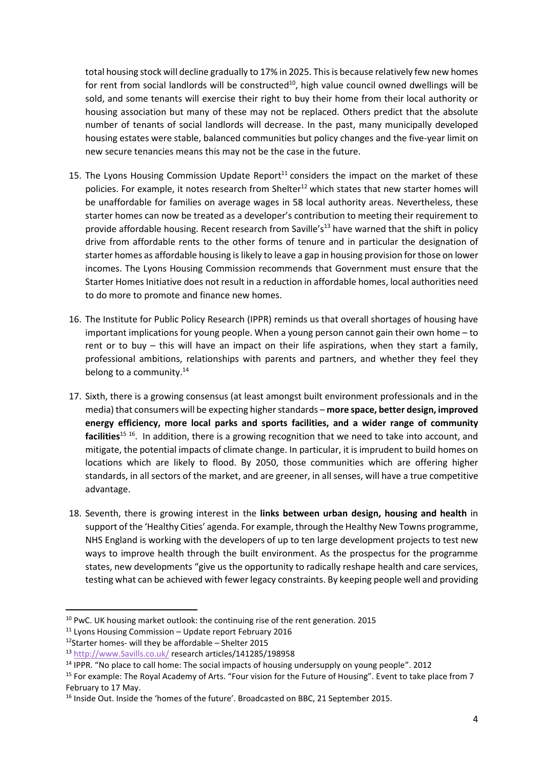total housing stock will decline gradually to 17% in 2025. This is because relatively few new homes for rent from social landlords will be constructed[10], high value council owned dwellings will be sold, and some tenants will exercise their right to buy their home from their local authority or housing association but many of these may not be replaced. Others predict that the absolute number of tenants of social landlords will decrease. In the past, many municipally developed housing estates were stable, balanced communities but policy changes and the five-year limit on new secure tenancies means this may not be the case in the future.

15. The Lyons Housing Commission Update Report[11] considers the impact on the market of these policies. For example, it notes research from Shelter[12] which states that new starter homes will be unaffordable for families on average wages in 58 local authority areas. Nevertheless, these starter homes can now be treated as a developer's contribution to meeting their requirement to provide affordable housing. Recent research from Saville's[13] have warned that the shift in policy drive from affordable rents to the other forms of tenure and in particular the designation of starter homes as affordable housing is likely to leave a gap in housing provision for those on lower incomes. The Lyons Housing Commission recommends that Government must ensure that the Starter Homes Initiative does not result in a reduction in affordable homes, local authorities need to do more to promote and finance new homes.

16. The Institute for Public Policy Research (IPPR) reminds us that overall shortages of housing have important implications for young people. When a young person cannot gain their own home – to rent or to buy – this will have an impact on their life aspirations, when they start a family, professional ambitions, relationships with parents and partners, and whether they feel they belong to a community.[14]

17. Sixth, there is a growing consensus (at least amongst built environment professionals and in the media) that consumers will be expecting higher standards – **more space, better design, improved energy efficiency, more local parks and sports facilities, and a wider range of community facilities**[15] [16]. In addition, there is a growing recognition that we need to take into account, and mitigate, the potential impacts of climate change. In particular, it is imprudent to build homes on locations which are likely to flood. By 2050, those communities which are offering higher standards, in all sectors of the market, and are greener, in all senses, will have a true competitive advantage.

18. Seventh, there is growing interest in the **links between urban design, housing and health** in support of the 'Healthy Cities' agenda. For example, through the Healthy New Towns programme, NHS England is working with the developers of up to ten large development projects to test new ways to improve health through the built environment. As the prospectus for the programme states, new developments "give us the opportunity to radically reshape health and care services, testing what can be achieved with fewer legacy constraints. By keeping people well and providing

---

[10] PwC. UK housing market outlook: the continuing rise of the rent generation. 2015

[11] Lyons Housing Commission – Update report February 2016

[12] Starter homes- will they be affordable – Shelter 2015

[13] http://www.Savills.co.uk/ research articles/141285/198958

[14] IPPR. "No place to call home: The social impacts of housing undersupply on young people". 2012

[15] For example: The Royal Academy of Arts. "Four vision for the Future of Housing". Event to take place from 7 February to 17 May.

[16] Inside Out. Inside the 'homes of the future'. Broadcasted on BBC, 21 September 2015.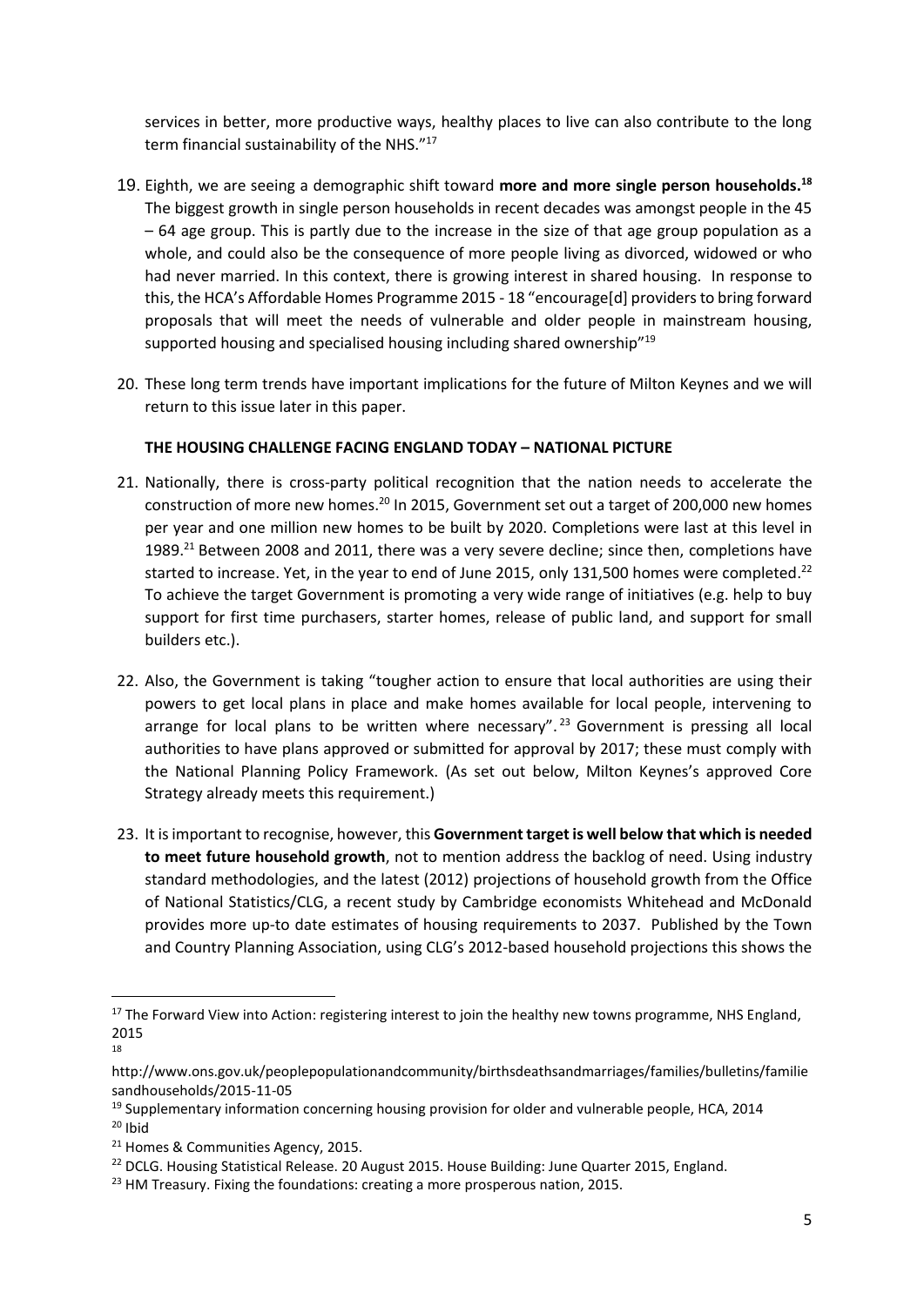services in better, more productive ways, healthy places to live can also contribute to the long term financial sustainability of the NHS."[17]

19. Eighth, we are seeing a demographic shift toward **more and more single person households.[18]** The biggest growth in single person households in recent decades was amongst people in the 45 – 64 age group. This is partly due to the increase in the size of that age group population as a whole, and could also be the consequence of more people living as divorced, widowed or who had never married. In this context, there is growing interest in shared housing. In response to this, the HCA's Affordable Homes Programme 2015 - 18 "encourage[d] providers to bring forward proposals that will meet the needs of vulnerable and older people in mainstream housing, supported housing and specialised housing including shared ownership"[19]

20. These long term trends have important implications for the future of Milton Keynes and we will return to this issue later in this paper.

**THE HOUSING CHALLENGE FACING ENGLAND TODAY – NATIONAL PICTURE**

21. Nationally, there is cross-party political recognition that the nation needs to accelerate the construction of more new homes.[20] In 2015, Government set out a target of 200,000 new homes per year and one million new homes to be built by 2020. Completions were last at this level in 1989.[21] Between 2008 and 2011, there was a very severe decline; since then, completions have started to increase. Yet, in the year to end of June 2015, only 131,500 homes were completed.[22] To achieve the target Government is promoting a very wide range of initiatives (e.g. help to buy support for first time purchasers, starter homes, release of public land, and support for small builders etc.).

22. Also, the Government is taking "tougher action to ensure that local authorities are using their powers to get local plans in place and make homes available for local people, intervening to arrange for local plans to be written where necessary".[23] Government is pressing all local authorities to have plans approved or submitted for approval by 2017; these must comply with the National Planning Policy Framework. (As set out below, Milton Keynes's approved Core Strategy already meets this requirement.)

23. It is important to recognise, however, this **Government target is well below that which is needed to meet future household growth**, not to mention address the backlog of need. Using industry standard methodologies, and the latest (2012) projections of household growth from the Office of National Statistics/CLG, a recent study by Cambridge economists Whitehead and McDonald provides more up-to date estimates of housing requirements to 2037. Published by the Town and Country Planning Association, using CLG's 2012-based household projections this shows the

---

[17] The Forward View into Action: registering interest to join the healthy new towns programme, NHS England, 2015

[18] http://www.ons.gov.uk/peoplepopulationandcommunity/birthsdeathsandmarriages/families/bulletins/familiesandhouseholds/2015-11-05

[19] Supplementary information concerning housing provision for older and vulnerable people, HCA, 2014

[20] Ibid

[21] Homes & Communities Agency, 2015.

[22] DCLG. Housing Statistical Release. 20 August 2015. House Building: June Quarter 2015, England.

[23] HM Treasury. Fixing the foundations: creating a more prosperous nation, 2015.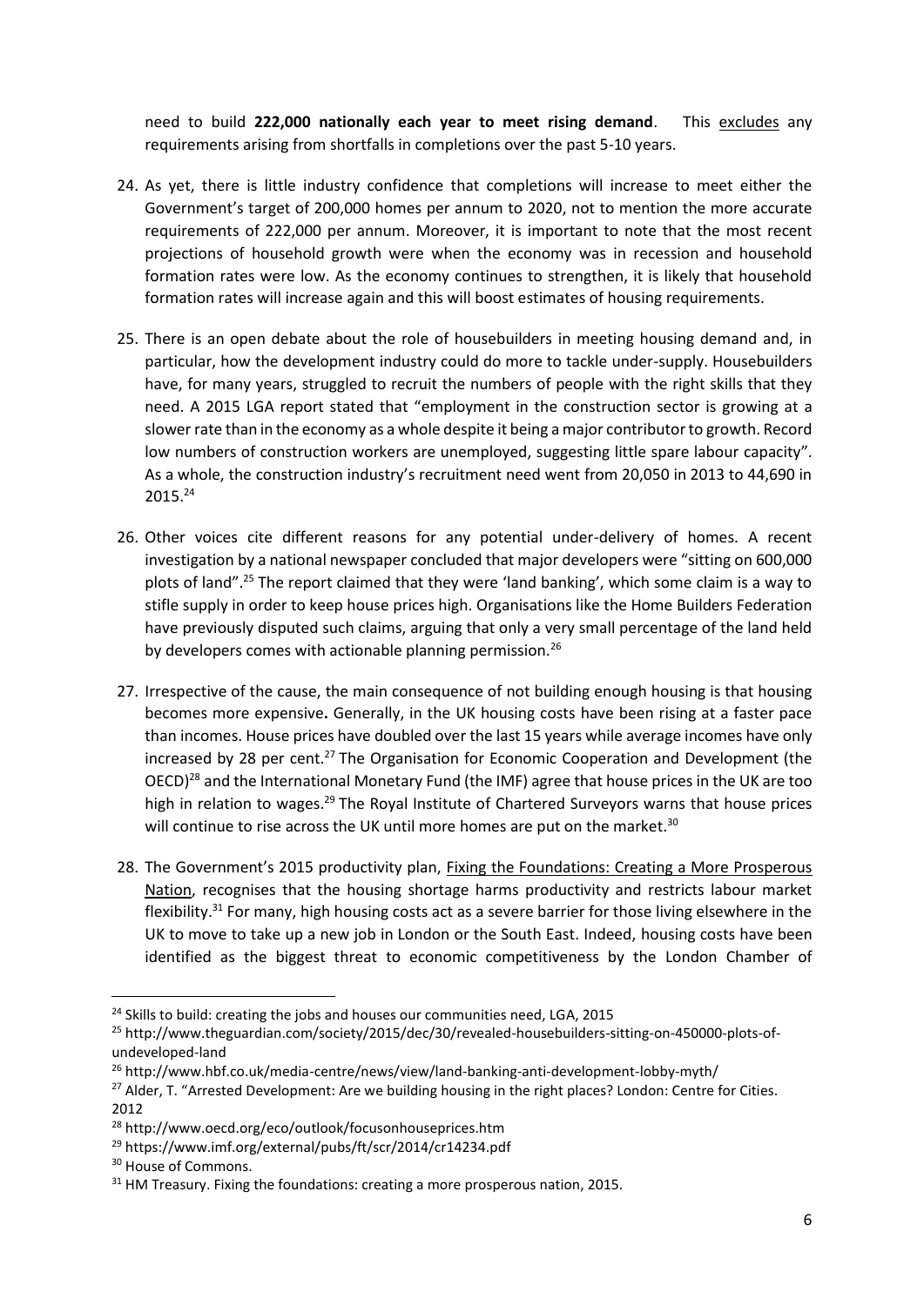need to build **222,000 nationally each year to meet rising demand**. This excludes any requirements arising from shortfalls in completions over the past 5-10 years.

24. As yet, there is little industry confidence that completions will increase to meet either the Government's target of 200,000 homes per annum to 2020, not to mention the more accurate requirements of 222,000 per annum. Moreover, it is important to note that the most recent projections of household growth were when the economy was in recession and household formation rates were low. As the economy continues to strengthen, it is likely that household formation rates will increase again and this will boost estimates of housing requirements.

25. There is an open debate about the role of housebuilders in meeting housing demand and, in particular, how the development industry could do more to tackle under-supply. Housebuilders have, for many years, struggled to recruit the numbers of people with the right skills that they need. A 2015 LGA report stated that "employment in the construction sector is growing at a slower rate than in the economy as a whole despite it being a major contributor to growth. Record low numbers of construction workers are unemployed, suggesting little spare labour capacity". As a whole, the construction industry's recruitment need went from 20,050 in 2013 to 44,690 in 2015.[24]

26. Other voices cite different reasons for any potential under-delivery of homes. A recent investigation by a national newspaper concluded that major developers were "sitting on 600,000 plots of land".[25] The report claimed that they were 'land banking', which some claim is a way to stifle supply in order to keep house prices high. Organisations like the Home Builders Federation have previously disputed such claims, arguing that only a very small percentage of the land held by developers comes with actionable planning permission.[26]

27. Irrespective of the cause, the main consequence of not building enough housing is that housing becomes more expensive. Generally, in the UK housing costs have been rising at a faster pace than incomes. House prices have doubled over the last 15 years while average incomes have only increased by 28 per cent.[27] The Organisation for Economic Cooperation and Development (the OECD)[28] and the International Monetary Fund (the IMF) agree that house prices in the UK are too high in relation to wages.[29] The Royal Institute of Chartered Surveyors warns that house prices will continue to rise across the UK until more homes are put on the market.[30]

28. The Government's 2015 productivity plan, Fixing the Foundations: Creating a More Prosperous Nation, recognises that the housing shortage harms productivity and restricts labour market flexibility.[31] For many, high housing costs act as a severe barrier for those living elsewhere in the UK to move to take up a new job in London or the South East. Indeed, housing costs have been identified as the biggest threat to economic competitiveness by the London Chamber of

---

[24] Skills to build: creating the jobs and houses our communities need, LGA, 2015

[25] http://www.theguardian.com/society/2015/dec/30/revealed-housebuilders-sitting-on-450000-plots-of-undeveloped-land

[26] http://www.hbf.co.uk/media-centre/news/view/land-banking-anti-development-lobby-myth/

[27] Alder, T. "Arrested Development: Are we building housing in the right places? London: Centre for Cities. 2012

[28] http://www.oecd.org/eco/outlook/focusonhouseprices.htm

[29] https://www.imf.org/external/pubs/ft/scr/2014/cr14234.pdf

[30] House of Commons.

[31] HM Treasury. Fixing the foundations: creating a more prosperous nation, 2015.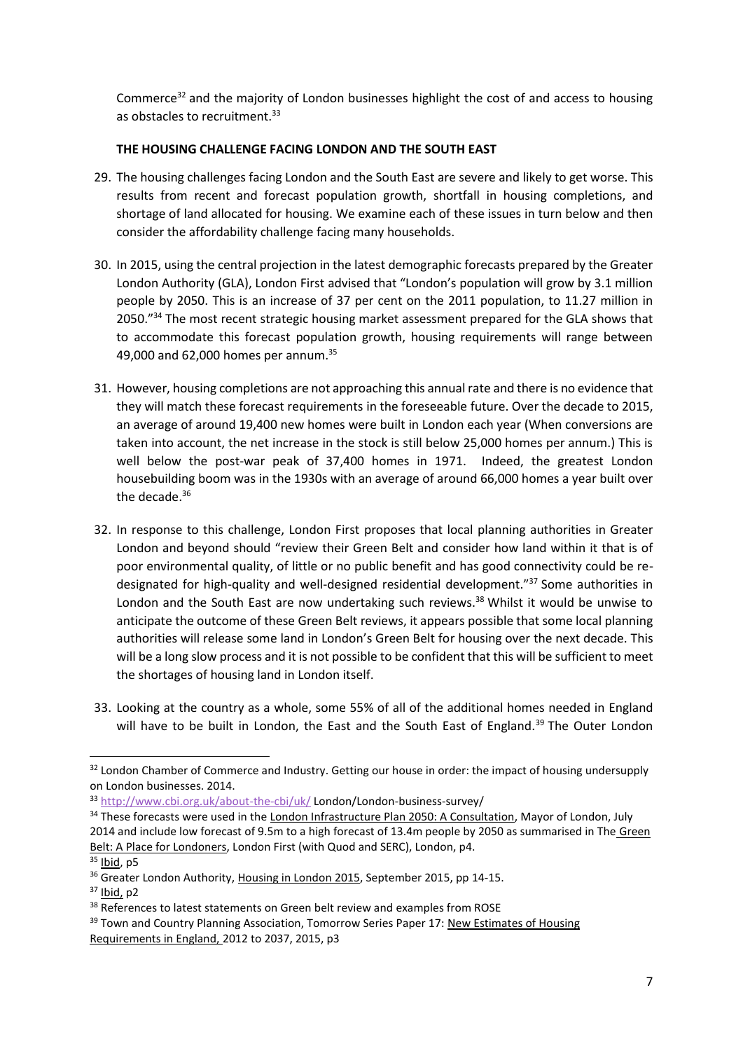Commerce[32] and the majority of London businesses highlight the cost of and access to housing as obstacles to recruitment.[33]

**THE HOUSING CHALLENGE FACING LONDON AND THE SOUTH EAST**

29. The housing challenges facing London and the South East are severe and likely to get worse. This results from recent and forecast population growth, shortfall in housing completions, and shortage of land allocated for housing. We examine each of these issues in turn below and then consider the affordability challenge facing many households.

30. In 2015, using the central projection in the latest demographic forecasts prepared by the Greater London Authority (GLA), London First advised that "London's population will grow by 3.1 million people by 2050. This is an increase of 37 per cent on the 2011 population, to 11.27 million in 2050."[34] The most recent strategic housing market assessment prepared for the GLA shows that to accommodate this forecast population growth, housing requirements will range between 49,000 and 62,000 homes per annum.[35]

31. However, housing completions are not approaching this annual rate and there is no evidence that they will match these forecast requirements in the foreseeable future. Over the decade to 2015, an average of around 19,400 new homes were built in London each year (When conversions are taken into account, the net increase in the stock is still below 25,000 homes per annum.) This is well below the post-war peak of 37,400 homes in 1971. Indeed, the greatest London housebuilding boom was in the 1930s with an average of around 66,000 homes a year built over the decade.[36]

32. In response to this challenge, London First proposes that local planning authorities in Greater London and beyond should "review their Green Belt and consider how land within it that is of poor environmental quality, of little or no public benefit and has good connectivity could be re-designated for high-quality and well-designed residential development."[37] Some authorities in London and the South East are now undertaking such reviews.[38] Whilst it would be unwise to anticipate the outcome of these Green Belt reviews, it appears possible that some local planning authorities will release some land in London's Green Belt for housing over the next decade. This will be a long slow process and it is not possible to be confident that this will be sufficient to meet the shortages of housing land in London itself.

33. Looking at the country as a whole, some 55% of all of the additional homes needed in England will have to be built in London, the East and the South East of England.[39] The Outer London

---

[32] London Chamber of Commerce and Industry. Getting our house in order: the impact of housing undersupply on London businesses. 2014.

[33] http://www.cbi.org.uk/about-the-cbi/uk/ London/London-business-survey/

[34] These forecasts were used in the London Infrastructure Plan 2050: A Consultation, Mayor of London, July 2014 and include low forecast of 9.5m to a high forecast of 13.4m people by 2050 as summarised in The Green Belt: A Place for Londoners, London First (with Quod and SERC), London, p4.

[35] Ibid, p5

[36] Greater London Authority, Housing in London 2015, September 2015, pp 14-15.

[37] Ibid, p2

[38] References to latest statements on Green belt review and examples from ROSE

[39] Town and Country Planning Association, Tomorrow Series Paper 17: New Estimates of Housing Requirements in England, 2012 to 2037, 2015, p3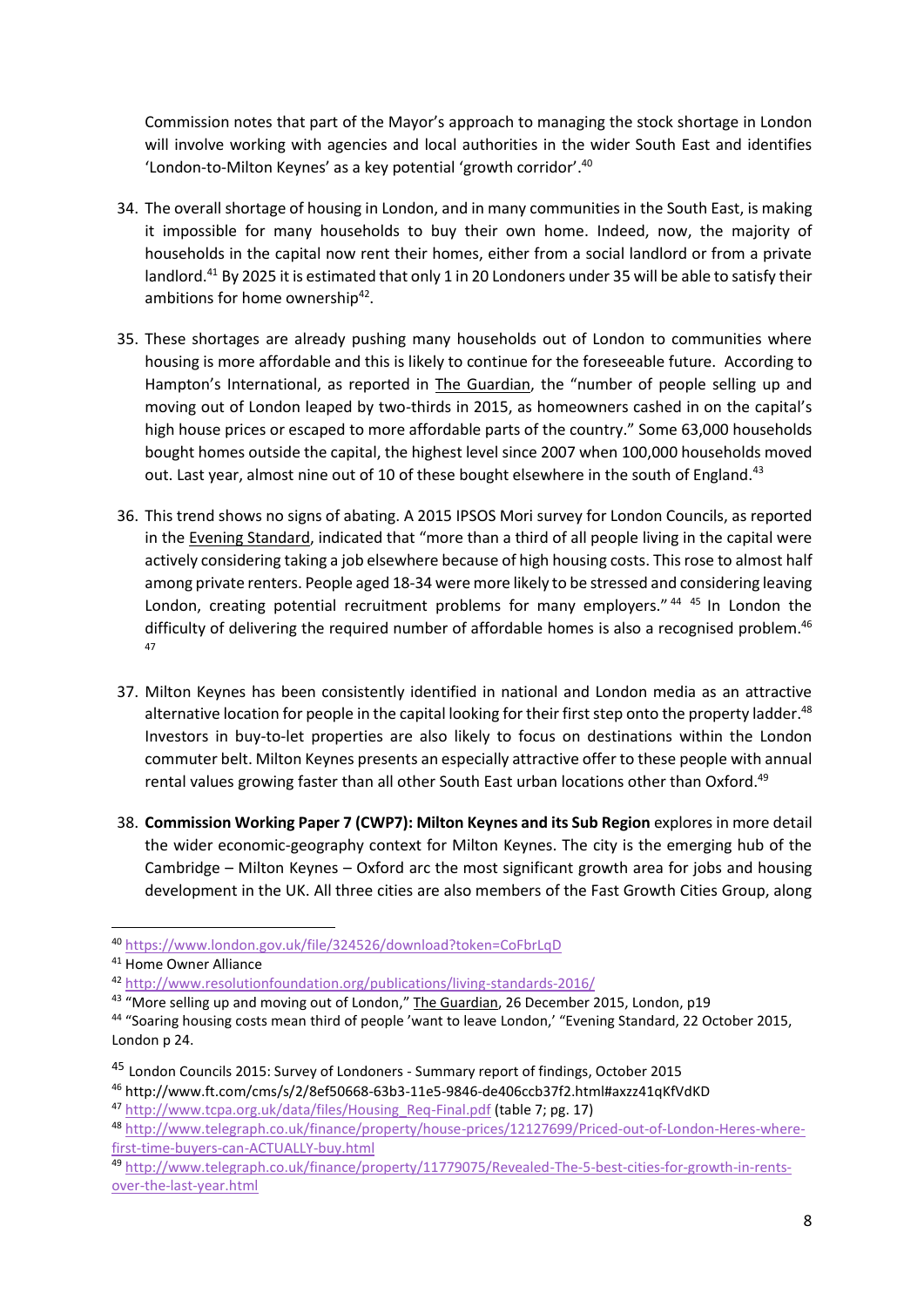Commission notes that part of the Mayor's approach to managing the stock shortage in London will involve working with agencies and local authorities in the wider South East and identifies 'London-to-Milton Keynes' as a key potential 'growth corridor'.[40]

34. The overall shortage of housing in London, and in many communities in the South East, is making it impossible for many households to buy their own home. Indeed, now, the majority of households in the capital now rent their homes, either from a social landlord or from a private landlord.[41] By 2025 it is estimated that only 1 in 20 Londoners under 35 will be able to satisfy their ambitions for home ownership[42].

35. These shortages are already pushing many households out of London to communities where housing is more affordable and this is likely to continue for the foreseeable future. According to Hampton's International, as reported in The Guardian, the "number of people selling up and moving out of London leaped by two-thirds in 2015, as homeowners cashed in on the capital's high house prices or escaped to more affordable parts of the country." Some 63,000 households bought homes outside the capital, the highest level since 2007 when 100,000 households moved out. Last year, almost nine out of 10 of these bought elsewhere in the south of England.[43]

36. This trend shows no signs of abating. A 2015 IPSOS Mori survey for London Councils, as reported in the Evening Standard, indicated that "more than a third of all people living in the capital were actively considering taking a job elsewhere because of high housing costs. This rose to almost half among private renters. People aged 18-34 were more likely to be stressed and considering leaving London, creating potential recruitment problems for many employers."[44] [45] In London the difficulty of delivering the required number of affordable homes is also a recognised problem.[46] [47]

37. Milton Keynes has been consistently identified in national and London media as an attractive alternative location for people in the capital looking for their first step onto the property ladder.[48] Investors in buy-to-let properties are also likely to focus on destinations within the London commuter belt. Milton Keynes presents an especially attractive offer to these people with annual rental values growing faster than all other South East urban locations other than Oxford.[49]

38. **Commission Working Paper 7 (CWP7): Milton Keynes and its Sub Region** explores in more detail the wider economic-geography context for Milton Keynes. The city is the emerging hub of the Cambridge – Milton Keynes – Oxford arc the most significant growth area for jobs and housing development in the UK. All three cities are also members of the Fast Growth Cities Group, along

---

[40] https://www.london.gov.uk/file/324526/download?token=CoFbrLqD

[41] Home Owner Alliance

[42] http://www.resolutionfoundation.org/publications/living-standards-2016/

[43] "More selling up and moving out of London," The Guardian, 26 December 2015, London, p19

[44] "Soaring housing costs mean third of people 'want to leave London,' "Evening Standard, 22 October 2015, London p 24.

[45] London Councils 2015: Survey of Londoners - Summary report of findings, October 2015

[46] http://www.ft.com/cms/s/2/8ef50668-63b3-11e5-9846-de406ccb37f2.html#axzz41qKfVdKD

[47] http://www.tcpa.org.uk/data/files/Housing_Req-Final.pdf (table 7; pg. 17)

[48] http://www.telegraph.co.uk/finance/property/house-prices/12127699/Priced-out-of-London-Heres-where-first-time-buyers-can-ACTUALLY-buy.html

[49] http://www.telegraph.co.uk/finance/property/11779075/Revealed-The-5-best-cities-for-growth-in-rents-over-the-last-year.html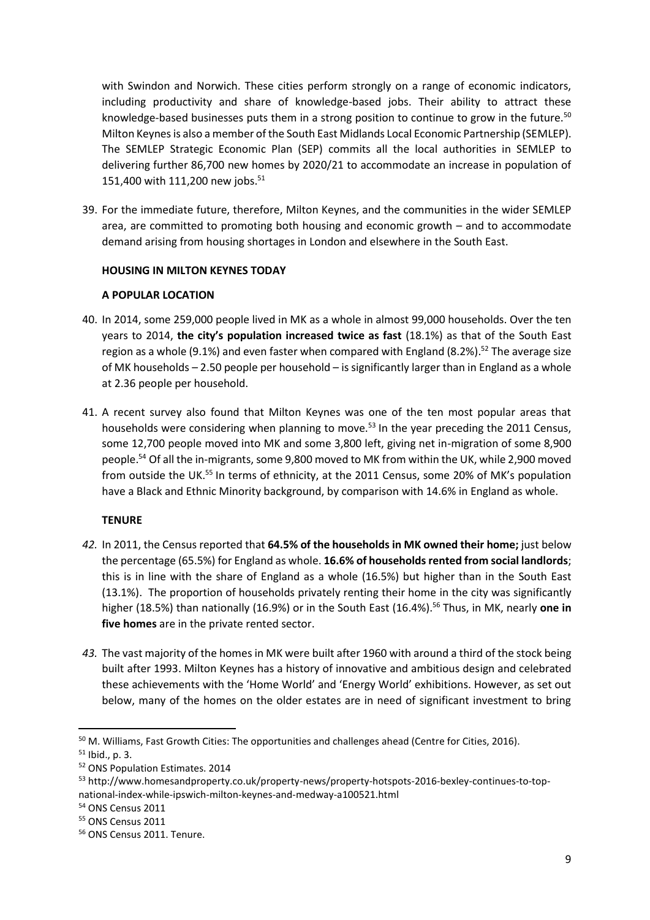with Swindon and Norwich. These cities perform strongly on a range of economic indicators, including productivity and share of knowledge-based jobs. Their ability to attract these knowledge-based businesses puts them in a strong position to continue to grow in the future.[50] Milton Keynes is also a member of the South East Midlands Local Economic Partnership (SEMLEP). The SEMLEP Strategic Economic Plan (SEP) commits all the local authorities in SEMLEP to delivering further 86,700 new homes by 2020/21 to accommodate an increase in population of 151,400 with 111,200 new jobs.[51]

39. For the immediate future, therefore, Milton Keynes, and the communities in the wider SEMLEP area, are committed to promoting both housing and economic growth – and to accommodate demand arising from housing shortages in London and elsewhere in the South East.

**HOUSING IN MILTON KEYNES TODAY**

**A POPULAR LOCATION**

40. In 2014, some 259,000 people lived in MK as a whole in almost 99,000 households. Over the ten years to 2014, **the city's population increased twice as fast** (18.1%) as that of the South East region as a whole (9.1%) and even faster when compared with England (8.2%).[52] The average size of MK households – 2.50 people per household – is significantly larger than in England as a whole at 2.36 people per household.

41. A recent survey also found that Milton Keynes was one of the ten most popular areas that households were considering when planning to move.[53] In the year preceding the 2011 Census, some 12,700 people moved into MK and some 3,800 left, giving net in-migration of some 8,900 people.[54] Of all the in-migrants, some 9,800 moved to MK from within the UK, while 2,900 moved from outside the UK.[55] In terms of ethnicity, at the 2011 Census, some 20% of MK's population have a Black and Ethnic Minority background, by comparison with 14.6% in England as whole.

**TENURE**

*42.* In 2011, the Census reported that **64.5% of the households in MK owned their home;** just below the percentage (65.5%) for England as whole. **16.6% of households rented from social landlords**; this is in line with the share of England as a whole (16.5%) but higher than in the South East (13.1%). The proportion of households privately renting their home in the city was significantly higher (18.5%) than nationally (16.9%) or in the South East (16.4%).[56] Thus, in MK, nearly **one in five homes** are in the private rented sector.

*43.* The vast majority of the homes in MK were built after 1960 with around a third of the stock being built after 1993. Milton Keynes has a history of innovative and ambitious design and celebrated these achievements with the 'Home World' and 'Energy World' exhibitions. However, as set out below, many of the homes on the older estates are in need of significant investment to bring

---

[50] M. Williams, Fast Growth Cities: The opportunities and challenges ahead (Centre for Cities, 2016).

[51] Ibid., p. 3.

[52] ONS Population Estimates. 2014

[53] http://www.homesandproperty.co.uk/property-news/property-hotspots-2016-bexley-continues-to-top-national-index-while-ipswich-milton-keynes-and-medway-a100521.html

[54] ONS Census 2011

[55] ONS Census 2011

[56] ONS Census 2011. Tenure.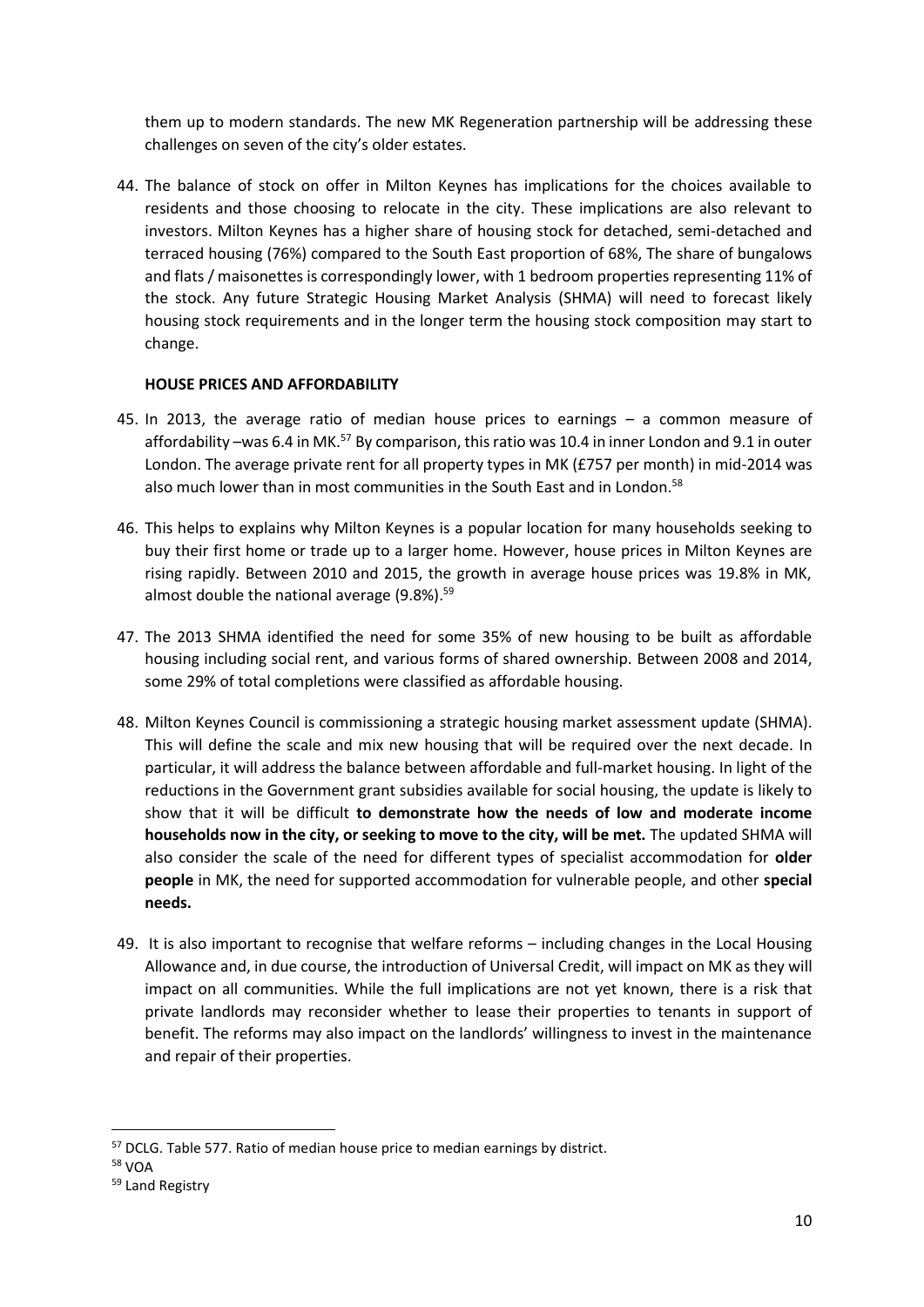them up to modern standards. The new MK Regeneration partnership will be addressing these challenges on seven of the city's older estates.

44. The balance of stock on offer in Milton Keynes has implications for the choices available to residents and those choosing to relocate in the city. These implications are also relevant to investors. Milton Keynes has a higher share of housing stock for detached, semi-detached and terraced housing (76%) compared to the South East proportion of 68%, The share of bungalows and flats / maisonettes is correspondingly lower, with 1 bedroom properties representing 11% of the stock. Any future Strategic Housing Market Analysis (SHMA) will need to forecast likely housing stock requirements and in the longer term the housing stock composition may start to change.

**HOUSE PRICES AND AFFORDABILITY**

45. In 2013, the average ratio of median house prices to earnings – a common measure of affordability –was 6.4 in MK.[57] By comparison, this ratio was 10.4 in inner London and 9.1 in outer London. The average private rent for all property types in MK (£757 per month) in mid-2014 was also much lower than in most communities in the South East and in London.[58]

46. This helps to explains why Milton Keynes is a popular location for many households seeking to buy their first home or trade up to a larger home. However, house prices in Milton Keynes are rising rapidly. Between 2010 and 2015, the growth in average house prices was 19.8% in MK, almost double the national average (9.8%).[59]

47. The 2013 SHMA identified the need for some 35% of new housing to be built as affordable housing including social rent, and various forms of shared ownership. Between 2008 and 2014, some 29% of total completions were classified as affordable housing.

48. Milton Keynes Council is commissioning a strategic housing market assessment update (SHMA). This will define the scale and mix new housing that will be required over the next decade. In particular, it will address the balance between affordable and full-market housing. In light of the reductions in the Government grant subsidies available for social housing, the update is likely to show that it will be difficult **to demonstrate how the needs of low and moderate income households now in the city, or seeking to move to the city, will be met.** The updated SHMA will also consider the scale of the need for different types of specialist accommodation for **older people** in MK, the need for supported accommodation for vulnerable people, and other **special needs.**

49. It is also important to recognise that welfare reforms – including changes in the Local Housing Allowance and, in due course, the introduction of Universal Credit, will impact on MK as they will impact on all communities. While the full implications are not yet known, there is a risk that private landlords may reconsider whether to lease their properties to tenants in support of benefit. The reforms may also impact on the landlords' willingness to invest in the maintenance and repair of their properties.

---

[57] DCLG. Table 577. Ratio of median house price to median earnings by district.

[58] VOA

[59] Land Registry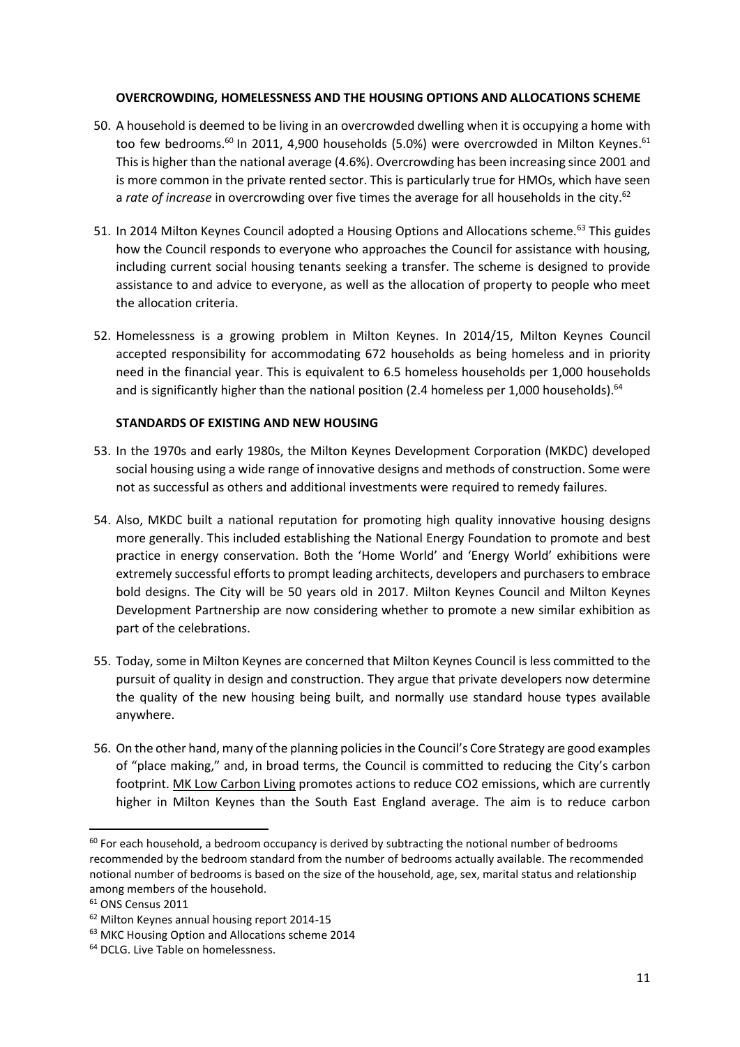### OVERCROWDING, HOMELESSNESS AND THE HOUSING OPTIONS AND ALLOCATIONS SCHEME

50. A household is deemed to be living in an overcrowded dwelling when it is occupying a home with too few bedrooms.[60] In 2011, 4,900 households (5.0%) were overcrowded in Milton Keynes.[61] This is higher than the national average (4.6%). Overcrowding has been increasing since 2001 and is more common in the private rented sector. This is particularly true for HMOs, which have seen a *rate of increase* in overcrowding over five times the average for all households in the city.[62]

51. In 2014 Milton Keynes Council adopted a Housing Options and Allocations scheme.[63] This guides how the Council responds to everyone who approaches the Council for assistance with housing, including current social housing tenants seeking a transfer. The scheme is designed to provide assistance to and advice to everyone, as well as the allocation of property to people who meet the allocation criteria.

52. Homelessness is a growing problem in Milton Keynes. In 2014/15, Milton Keynes Council accepted responsibility for accommodating 672 households as being homeless and in priority need in the financial year. This is equivalent to 6.5 homeless households per 1,000 households and is significantly higher than the national position (2.4 homeless per 1,000 households).[64]

### STANDARDS OF EXISTING AND NEW HOUSING

53. In the 1970s and early 1980s, the Milton Keynes Development Corporation (MKDC) developed social housing using a wide range of innovative designs and methods of construction. Some were not as successful as others and additional investments were required to remedy failures.

54. Also, MKDC built a national reputation for promoting high quality innovative housing designs more generally. This included establishing the National Energy Foundation to promote and best practice in energy conservation. Both the 'Home World' and 'Energy World' exhibitions were extremely successful efforts to prompt leading architects, developers and purchasers to embrace bold designs. The City will be 50 years old in 2017. Milton Keynes Council and Milton Keynes Development Partnership are now considering whether to promote a new similar exhibition as part of the celebrations.

55. Today, some in Milton Keynes are concerned that Milton Keynes Council is less committed to the pursuit of quality in design and construction. They argue that private developers now determine the quality of the new housing being built, and normally use standard house types available anywhere.

56. On the other hand, many of the planning policies in the Council's Core Strategy are good examples of "place making," and, in broad terms, the Council is committed to reducing the City's carbon footprint. MK Low Carbon Living promotes actions to reduce $CO_2$ emissions, which are currently higher in Milton Keynes than the South East England average. The aim is to reduce carbon

---

[60] For each household, a bedroom occupancy is derived by subtracting the notional number of bedrooms recommended by the bedroom standard from the number of bedrooms actually available. The recommended notional number of bedrooms is based on the size of the household, age, sex, marital status and relationship among members of the household.

[61] ONS Census 2011

[62] Milton Keynes annual housing report 2014-15

[63] MKC Housing Option and Allocations scheme 2014

[64] DCLG. Live Table on homelessness.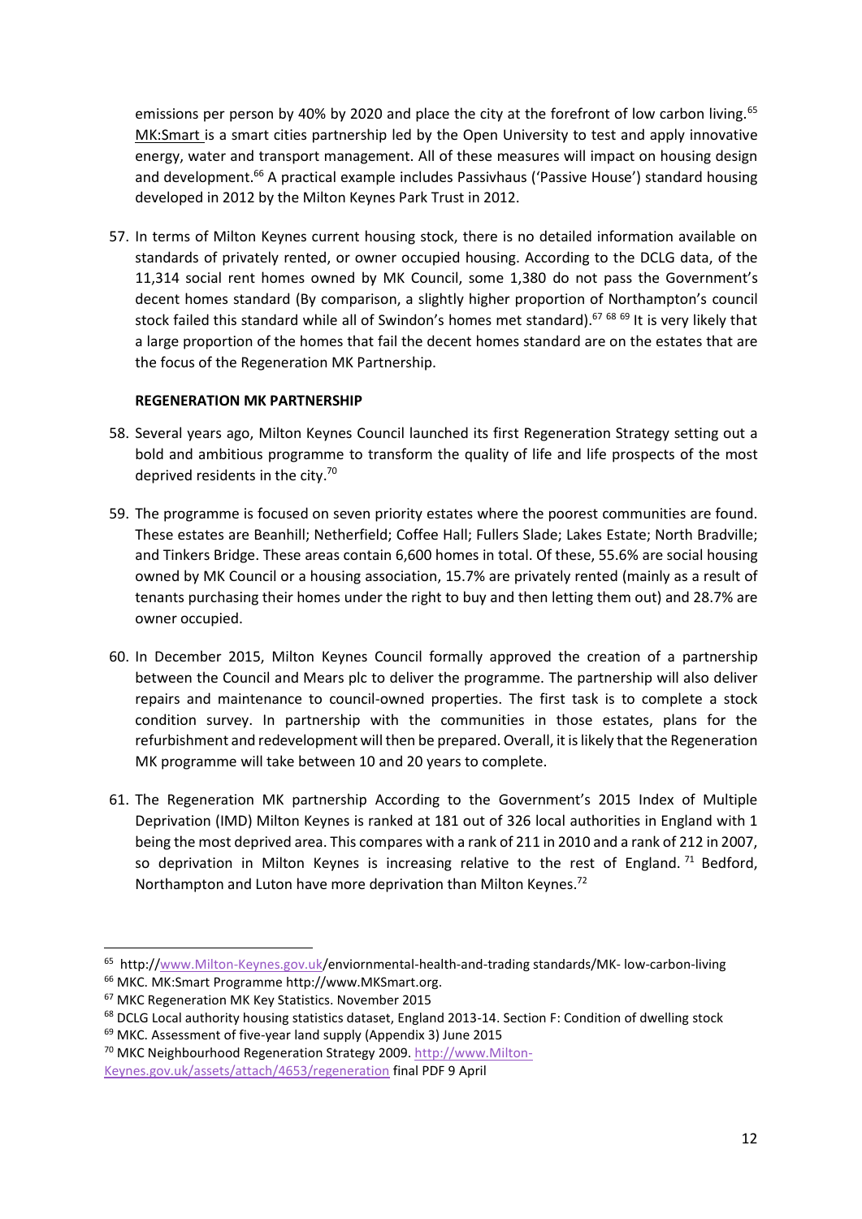emissions per person by 40% by 2020 and place the city at the forefront of low carbon living.[65] MK:Smart is a smart cities partnership led by the Open University to test and apply innovative energy, water and transport management. All of these measures will impact on housing design and development.[66] A practical example includes Passivhaus ('Passive House') standard housing developed in 2012 by the Milton Keynes Park Trust in 2012.

57. In terms of Milton Keynes current housing stock, there is no detailed information available on standards of privately rented, or owner occupied housing. According to the DCLG data, of the 11,314 social rent homes owned by MK Council, some 1,380 do not pass the Government's decent homes standard (By comparison, a slightly higher proportion of Northampton's council stock failed this standard while all of Swindon's homes met standard).[67] [68] [69] It is very likely that a large proportion of the homes that fail the decent homes standard are on the estates that are the focus of the Regeneration MK Partnership.

**REGENERATION MK PARTNERSHIP**

58. Several years ago, Milton Keynes Council launched its first Regeneration Strategy setting out a bold and ambitious programme to transform the quality of life and life prospects of the most deprived residents in the city.[70]

59. The programme is focused on seven priority estates where the poorest communities are found. These estates are Beanhill; Netherfield; Coffee Hall; Fullers Slade; Lakes Estate; North Bradville; and Tinkers Bridge. These areas contain 6,600 homes in total. Of these, 55.6% are social housing owned by MK Council or a housing association, 15.7% are privately rented (mainly as a result of tenants purchasing their homes under the right to buy and then letting them out) and 28.7% are owner occupied.

60. In December 2015, Milton Keynes Council formally approved the creation of a partnership between the Council and Mears plc to deliver the programme. The partnership will also deliver repairs and maintenance to council-owned properties. The first task is to complete a stock condition survey. In partnership with the communities in those estates, plans for the refurbishment and redevelopment will then be prepared. Overall, it is likely that the Regeneration MK programme will take between 10 and 20 years to complete.

61. The Regeneration MK partnership According to the Government's 2015 Index of Multiple Deprivation (IMD) Milton Keynes is ranked at 181 out of 326 local authorities in England with 1 being the most deprived area. This compares with a rank of 211 in 2010 and a rank of 212 in 2007, so deprivation in Milton Keynes is increasing relative to the rest of England.[71] Bedford, Northampton and Luton have more deprivation than Milton Keynes.[72]

---

[65] http://www.Milton-Keynes.gov.uk/enviornmental-health-and-trading standards/MK- low-carbon-living
[66] MKC. MK:Smart Programme http://www.MKSmart.org.
[67] MKC Regeneration MK Key Statistics. November 2015
[68] DCLG Local authority housing statistics dataset, England 2013-14. Section F: Condition of dwelling stock
[69] MKC. Assessment of five-year land supply (Appendix 3) June 2015
[70] MKC Neighbourhood Regeneration Strategy 2009. http://www.Milton-Keynes.gov.uk/assets/attach/4653/regeneration final PDF 9 April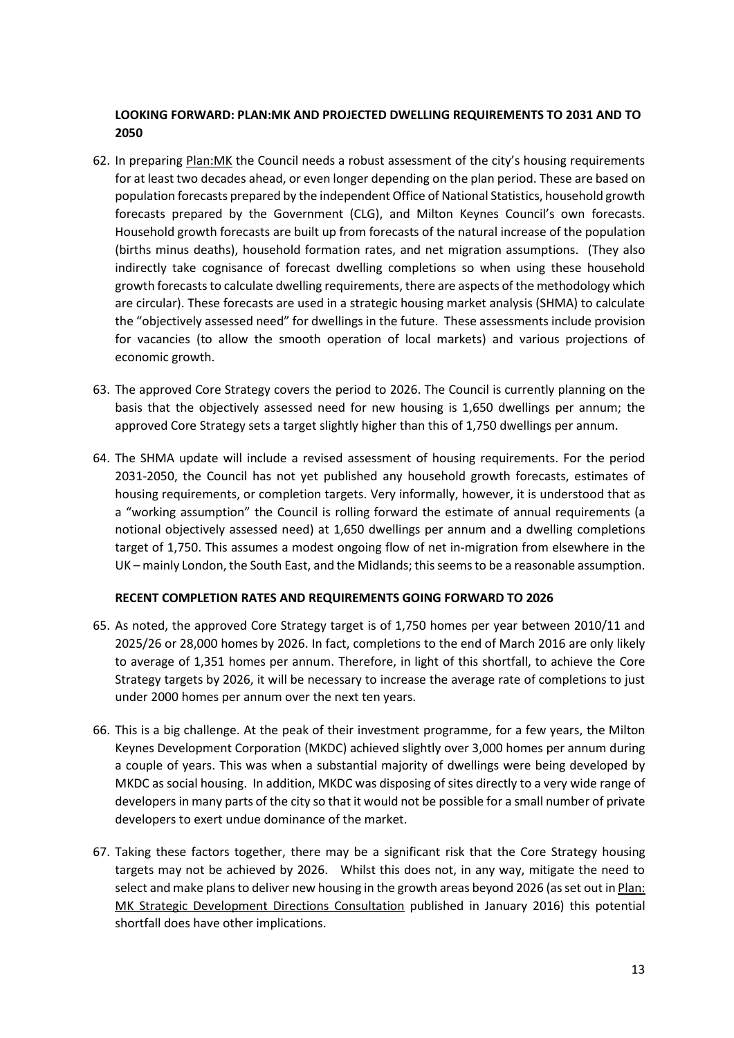**LOOKING FORWARD: PLAN:MK AND PROJECTED DWELLING REQUIREMENTS TO 2031 AND TO 2050**

62. In preparing Plan:MK the Council needs a robust assessment of the city's housing requirements for at least two decades ahead, or even longer depending on the plan period. These are based on population forecasts prepared by the independent Office of National Statistics, household growth forecasts prepared by the Government (CLG), and Milton Keynes Council's own forecasts. Household growth forecasts are built up from forecasts of the natural increase of the population (births minus deaths), household formation rates, and net migration assumptions. (They also indirectly take cognisance of forecast dwelling completions so when using these household growth forecasts to calculate dwelling requirements, there are aspects of the methodology which are circular). These forecasts are used in a strategic housing market analysis (SHMA) to calculate the "objectively assessed need" for dwellings in the future. These assessments include provision for vacancies (to allow the smooth operation of local markets) and various projections of economic growth.

63. The approved Core Strategy covers the period to 2026. The Council is currently planning on the basis that the objectively assessed need for new housing is 1,650 dwellings per annum; the approved Core Strategy sets a target slightly higher than this of 1,750 dwellings per annum.

64. The SHMA update will include a revised assessment of housing requirements. For the period 2031-2050, the Council has not yet published any household growth forecasts, estimates of housing requirements, or completion targets. Very informally, however, it is understood that as a "working assumption" the Council is rolling forward the estimate of annual requirements (a notional objectively assessed need) at 1,650 dwellings per annum and a dwelling completions target of 1,750. This assumes a modest ongoing flow of net in-migration from elsewhere in the UK – mainly London, the South East, and the Midlands; this seems to be a reasonable assumption.

**RECENT COMPLETION RATES AND REQUIREMENTS GOING FORWARD TO 2026**

65. As noted, the approved Core Strategy target is of 1,750 homes per year between 2010/11 and 2025/26 or 28,000 homes by 2026. In fact, completions to the end of March 2016 are only likely to average of 1,351 homes per annum. Therefore, in light of this shortfall, to achieve the Core Strategy targets by 2026, it will be necessary to increase the average rate of completions to just under 2000 homes per annum over the next ten years.

66. This is a big challenge. At the peak of their investment programme, for a few years, the Milton Keynes Development Corporation (MKDC) achieved slightly over 3,000 homes per annum during a couple of years. This was when a substantial majority of dwellings were being developed by MKDC as social housing. In addition, MKDC was disposing of sites directly to a very wide range of developers in many parts of the city so that it would not be possible for a small number of private developers to exert undue dominance of the market.

67. Taking these factors together, there may be a significant risk that the Core Strategy housing targets may not be achieved by 2026. Whilst this does not, in any way, mitigate the need to select and make plans to deliver new housing in the growth areas beyond 2026 (as set out in Plan: MK Strategic Development Directions Consultation published in January 2016) this potential shortfall does have other implications.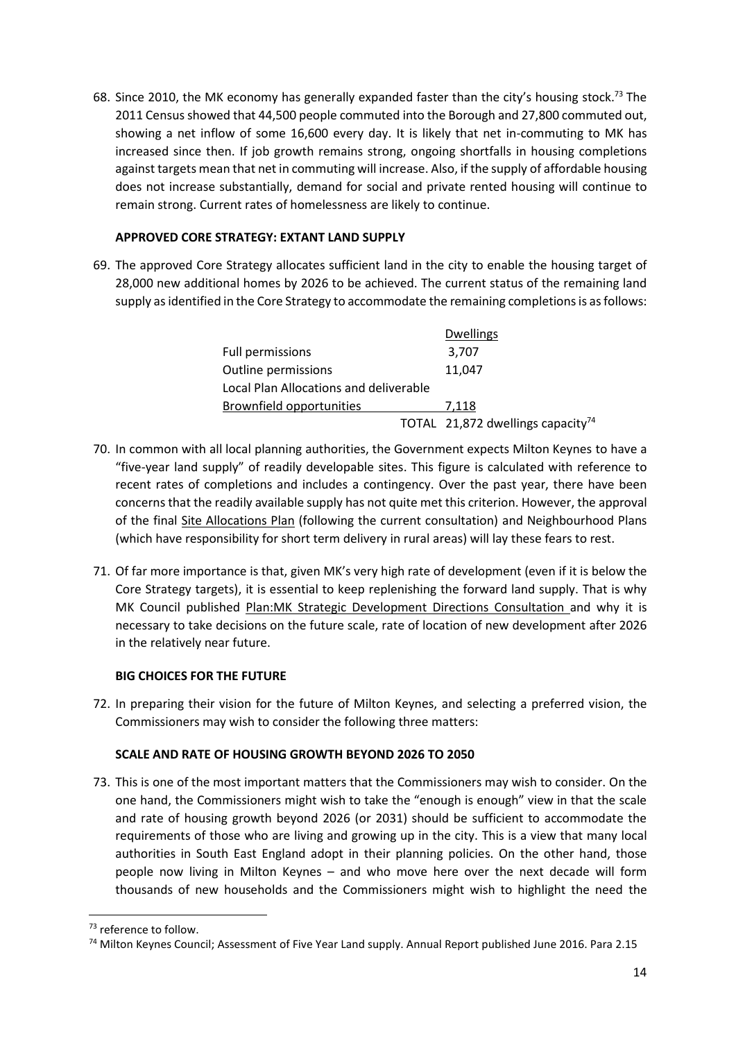68. Since 2010, the MK economy has generally expanded faster than the city's housing stock.[73] The 2011 Census showed that 44,500 people commuted into the Borough and 27,800 commuted out, showing a net inflow of some 16,600 every day. It is likely that net in-commuting to MK has increased since then. If job growth remains strong, ongoing shortfalls in housing completions against targets mean that net in commuting will increase. Also, if the supply of affordable housing does not increase substantially, demand for social and private rented housing will continue to remain strong. Current rates of homelessness are likely to continue.

**APPROVED CORE STRATEGY: EXTANT LAND SUPPLY**

69. The approved Core Strategy allocates sufficient land in the city to enable the housing target of 28,000 new additional homes by 2026 to be achieved. The current status of the remaining land supply as identified in the Core Strategy to accommodate the remaining completions is as follows:

| | Dwellings |
|---|---|
| Full permissions | 3,707 |
| Outline permissions | 11,047 |
| Local Plan Allocations and deliverable Brownfield opportunities | 7,118 |
| TOTAL | 21,872 dwellings capacity[74] |

70. In common with all local planning authorities, the Government expects Milton Keynes to have a "five-year land supply" of readily developable sites. This figure is calculated with reference to recent rates of completions and includes a contingency. Over the past year, there have been concerns that the readily available supply has not quite met this criterion. However, the approval of the final Site Allocations Plan (following the current consultation) and Neighbourhood Plans (which have responsibility for short term delivery in rural areas) will lay these fears to rest.

71. Of far more importance is that, given MK's very high rate of development (even if it is below the Core Strategy targets), it is essential to keep replenishing the forward land supply. That is why MK Council published Plan:MK Strategic Development Directions Consultation and why it is necessary to take decisions on the future scale, rate of location of new development after 2026 in the relatively near future.

**BIG CHOICES FOR THE FUTURE**

72. In preparing their vision for the future of Milton Keynes, and selecting a preferred vision, the Commissioners may wish to consider the following three matters:

**SCALE AND RATE OF HOUSING GROWTH BEYOND 2026 TO 2050**

73. This is one of the most important matters that the Commissioners may wish to consider. On the one hand, the Commissioners might wish to take the "enough is enough" view in that the scale and rate of housing growth beyond 2026 (or 2031) should be sufficient to accommodate the requirements of those who are living and growing up in the city. This is a view that many local authorities in South East England adopt in their planning policies. On the other hand, those people now living in Milton Keynes – and who move here over the next decade will form thousands of new households and the Commissioners might wish to highlight the need the

---

[73] reference to follow.

[74] Milton Keynes Council; Assessment of Five Year Land supply. Annual Report published June 2016. Para 2.15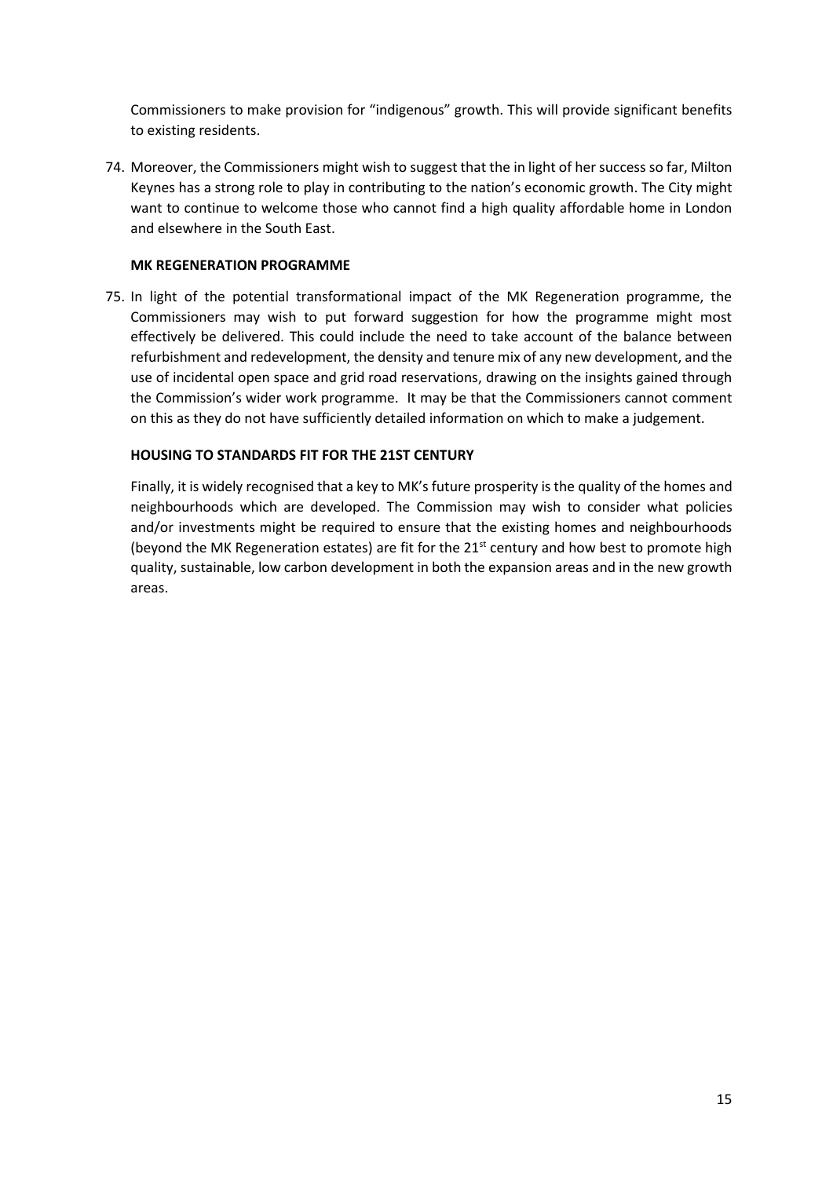Commissioners to make provision for "indigenous" growth. This will provide significant benefits to existing residents.

74. Moreover, the Commissioners might wish to suggest that the in light of her success so far, Milton Keynes has a strong role to play in contributing to the nation's economic growth. The City might want to continue to welcome those who cannot find a high quality affordable home in London and elsewhere in the South East.

**MK REGENERATION PROGRAMME**

75. In light of the potential transformational impact of the MK Regeneration programme, the Commissioners may wish to put forward suggestion for how the programme might most effectively be delivered. This could include the need to take account of the balance between refurbishment and redevelopment, the density and tenure mix of any new development, and the use of incidental open space and grid road reservations, drawing on the insights gained through the Commission's wider work programme. It may be that the Commissioners cannot comment on this as they do not have sufficiently detailed information on which to make a judgement.

**HOUSING TO STANDARDS FIT FOR THE 21ST CENTURY**

Finally, it is widely recognised that a key to MK's future prosperity is the quality of the homes and neighbourhoods which are developed. The Commission may wish to consider what policies and/or investments might be required to ensure that the existing homes and neighbourhoods (beyond the MK Regeneration estates) are fit for the 21st century and how best to promote high quality, sustainable, low carbon development in both the expansion areas and in the new growth areas.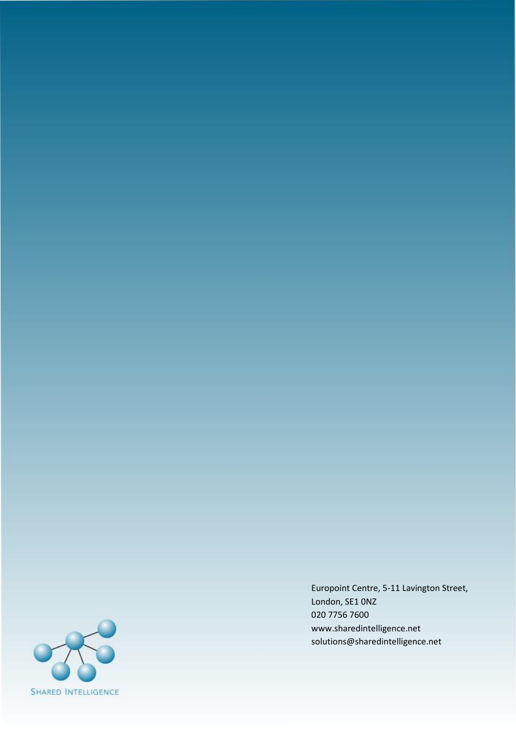Europoint Centre, 5-11 Lavington Street,
London, SE1 0NZ
020 7756 7600
www.sharedintelligence.net
solutions@sharedintelligence.net

Shared Intelligence